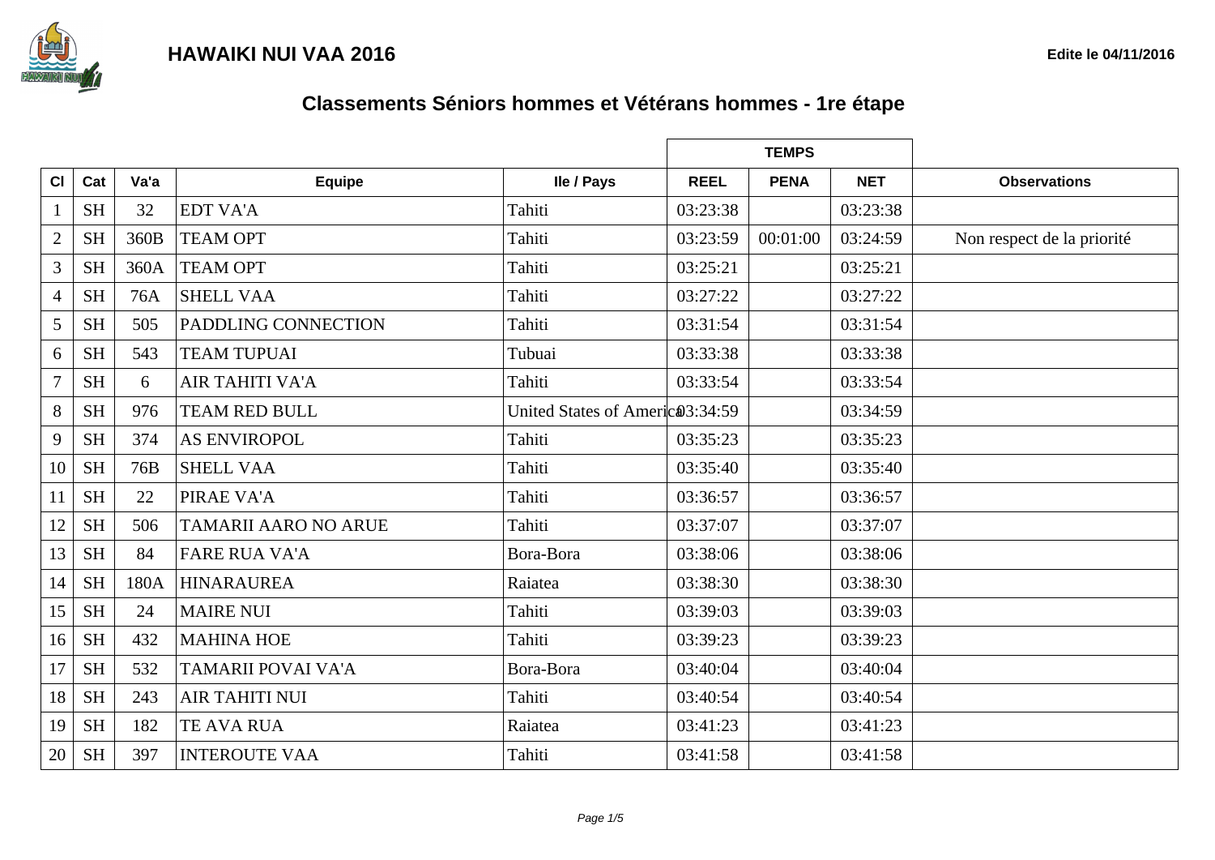# HAWAIKI NUI VAA 2016

Edite le 04/11/2016

## Classements Séniors hommes et Vétérans hommes - 1re étape

| Cl | Cat | Va'a | Equipe | Ile / Pays | TEMPS | | | Observations |
|---|---|---|---|---|---|---|---|---|
| | | | | | REEL | PENA | NET | |
| 1 | SH | 32 | EDT VA'A | Tahiti | 03:23:38 | | 03:23:38 | |
| 2 | SH | 360B | TEAM OPT | Tahiti | 03:23:59 | 00:01:00 | 03:24:59 | Non respect de la priorité |
| 3 | SH | 360A | TEAM OPT | Tahiti | 03:25:21 | | 03:25:21 | |
| 4 | SH | 76A | SHELL VAA | Tahiti | 03:27:22 | | 03:27:22 | |
| 5 | SH | 505 | PADDLING CONNECTION | Tahiti | 03:31:54 | | 03:31:54 | |
| 6 | SH | 543 | TEAM TUPUAI | Tubuai | 03:33:38 | | 03:33:38 | |
| 7 | SH | 6 | AIR TAHITI VA'A | Tahiti | 03:33:54 | | 03:33:54 | |
| 8 | SH | 976 | TEAM RED BULL | United States of America | 03:34:59 | | 03:34:59 | |
| 9 | SH | 374 | AS ENVIROPOL | Tahiti | 03:35:23 | | 03:35:23 | |
| 10 | SH | 76B | SHELL VAA | Tahiti | 03:35:40 | | 03:35:40 | |
| 11 | SH | 22 | PIRAE VA'A | Tahiti | 03:36:57 | | 03:36:57 | |
| 12 | SH | 506 | TAMARII AARO NO ARUE | Tahiti | 03:37:07 | | 03:37:07 | |
| 13 | SH | 84 | FARE RUA VA'A | Bora-Bora | 03:38:06 | | 03:38:06 | |
| 14 | SH | 180A | HINARAUREA | Raiatea | 03:38:30 | | 03:38:30 | |
| 15 | SH | 24 | MAIRE NUI | Tahiti | 03:39:03 | | 03:39:03 | |
| 16 | SH | 432 | MAHINA HOE | Tahiti | 03:39:23 | | 03:39:23 | |
| 17 | SH | 532 | TAMARII POVAI VA'A | Bora-Bora | 03:40:04 | | 03:40:04 | |
| 18 | SH | 243 | AIR TAHITI NUI | Tahiti | 03:40:54 | | 03:40:54 | |
| 19 | SH | 182 | TE AVA RUA | Raiatea | 03:41:23 | | 03:41:23 | |
| 20 | SH | 397 | INTEROUTE VAA | Tahiti | 03:41:58 | | 03:41:58 | |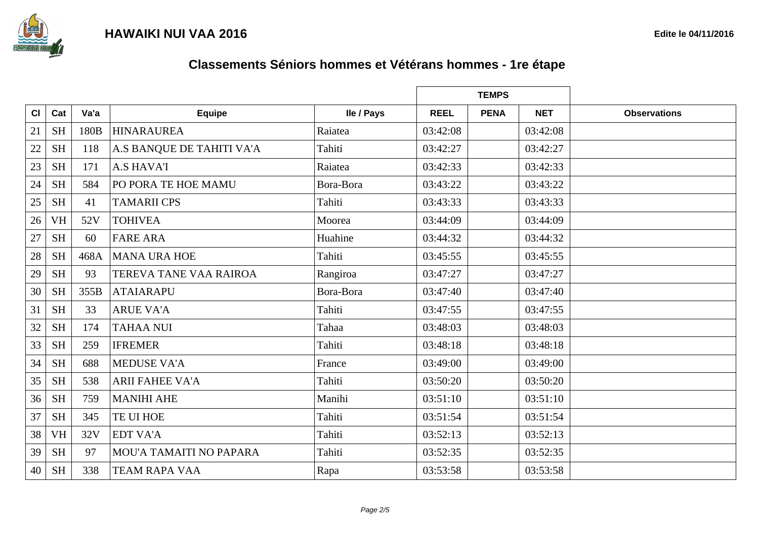HAWAIKI NUI VAA 2016

Edite le 04/11/2016

## Classements Séniors hommes et Vétérans hommes - 1re étape

| Cl | Cat | Va'a | Equipe | Ile / Pays | TEMPS | | | Observations |
|---|---|---|---|---|---|---|---|---|
| | | | | | REEL | PENA | NET | |
| 21 | SH | 180B | HINARAUREA | Raiatea | 03:42:08 | | 03:42:08 | |
| 22 | SH | 118 | A.S BANQUE DE TAHITI VA'A | Tahiti | 03:42:27 | | 03:42:27 | |
| 23 | SH | 171 | A.S HAVA'I | Raiatea | 03:42:33 | | 03:42:33 | |
| 24 | SH | 584 | PO PORA TE HOE MAMU | Bora-Bora | 03:43:22 | | 03:43:22 | |
| 25 | SH | 41 | TAMARII CPS | Tahiti | 03:43:33 | | 03:43:33 | |
| 26 | VH | 52V | TOHIVEA | Moorea | 03:44:09 | | 03:44:09 | |
| 27 | SH | 60 | FARE ARA | Huahine | 03:44:32 | | 03:44:32 | |
| 28 | SH | 468A | MANA URA HOE | Tahiti | 03:45:55 | | 03:45:55 | |
| 29 | SH | 93 | TEREVA TANE VAA RAIROA | Rangiroa | 03:47:27 | | 03:47:27 | |
| 30 | SH | 355B | ATAIARAPU | Bora-Bora | 03:47:40 | | 03:47:40 | |
| 31 | SH | 33 | ARUE VA'A | Tahiti | 03:47:55 | | 03:47:55 | |
| 32 | SH | 174 | TAHAA NUI | Tahaa | 03:48:03 | | 03:48:03 | |
| 33 | SH | 259 | IFREMER | Tahiti | 03:48:18 | | 03:48:18 | |
| 34 | SH | 688 | MEDUSE VA'A | France | 03:49:00 | | 03:49:00 | |
| 35 | SH | 538 | ARII FAHEE VA'A | Tahiti | 03:50:20 | | 03:50:20 | |
| 36 | SH | 759 | MANIHI AHE | Manihi | 03:51:10 | | 03:51:10 | |
| 37 | SH | 345 | TE UI HOE | Tahiti | 03:51:54 | | 03:51:54 | |
| 38 | VH | 32V | EDT VA'A | Tahiti | 03:52:13 | | 03:52:13 | |
| 39 | SH | 97 | MOU'A TAMAITI NO PAPARA | Tahiti | 03:52:35 | | 03:52:35 | |
| 40 | SH | 338 | TEAM RAPA VAA | Rapa | 03:53:58 | | 03:53:58 | |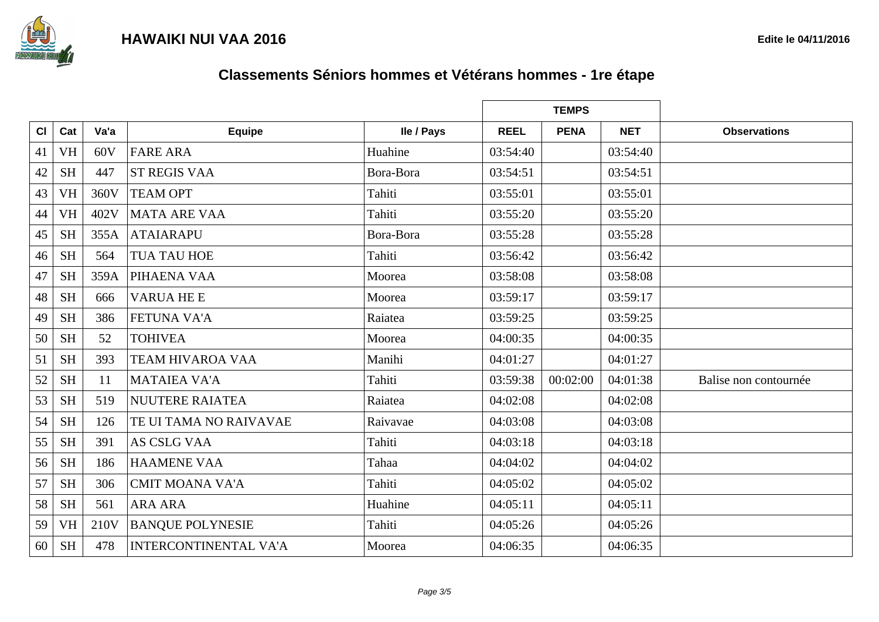# HAWAIKI NUI VAA 2016

Edite le 04/11/2016

## Classements Séniors hommes et Vétérans hommes - 1re étape

| Cl | Cat | Va'a | Equipe | Ile / Pays | TEMPS | | | Observations |
|---|---|---|---|---|---|---|---|---|
| | | | | | REEL | PENA | NET | |
| 41 | VH | 60V | FARE ARA | Huahine | 03:54:40 | | 03:54:40 | |
| 42 | SH | 447 | ST REGIS VAA | Bora-Bora | 03:54:51 | | 03:54:51 | |
| 43 | VH | 360V | TEAM OPT | Tahiti | 03:55:01 | | 03:55:01 | |
| 44 | VH | 402V | MATA ARE VAA | Tahiti | 03:55:20 | | 03:55:20 | |
| 45 | SH | 355A | ATAIARAPU | Bora-Bora | 03:55:28 | | 03:55:28 | |
| 46 | SH | 564 | TUA TAU HOE | Tahiti | 03:56:42 | | 03:56:42 | |
| 47 | SH | 359A | PIHAENA VAA | Moorea | 03:58:08 | | 03:58:08 | |
| 48 | SH | 666 | VARUA HE E | Moorea | 03:59:17 | | 03:59:17 | |
| 49 | SH | 386 | FETUNA VA'A | Raiatea | 03:59:25 | | 03:59:25 | |
| 50 | SH | 52 | TOHIVEA | Moorea | 04:00:35 | | 04:00:35 | |
| 51 | SH | 393 | TEAM HIVAROA VAA | Manihi | 04:01:27 | | 04:01:27 | |
| 52 | SH | 11 | MATAIEA VA'A | Tahiti | 03:59:38 | 00:02:00 | 04:01:38 | Balise non contournée |
| 53 | SH | 519 | NUUTERE RAIATEA | Raiatea | 04:02:08 | | 04:02:08 | |
| 54 | SH | 126 | TE UI TAMA NO RAIVAVAE | Raivavae | 04:03:08 | | 04:03:08 | |
| 55 | SH | 391 | AS CSLG VAA | Tahiti | 04:03:18 | | 04:03:18 | |
| 56 | SH | 186 | HAAMENE VAA | Tahaa | 04:04:02 | | 04:04:02 | |
| 57 | SH | 306 | CMIT MOANA VA'A | Tahiti | 04:05:02 | | 04:05:02 | |
| 58 | SH | 561 | ARA ARA | Huahine | 04:05:11 | | 04:05:11 | |
| 59 | VH | 210V | BANQUE POLYNESIE | Tahiti | 04:05:26 | | 04:05:26 | |
| 60 | SH | 478 | INTERCONTINENTAL VA'A | Moorea | 04:06:35 | | 04:06:35 | |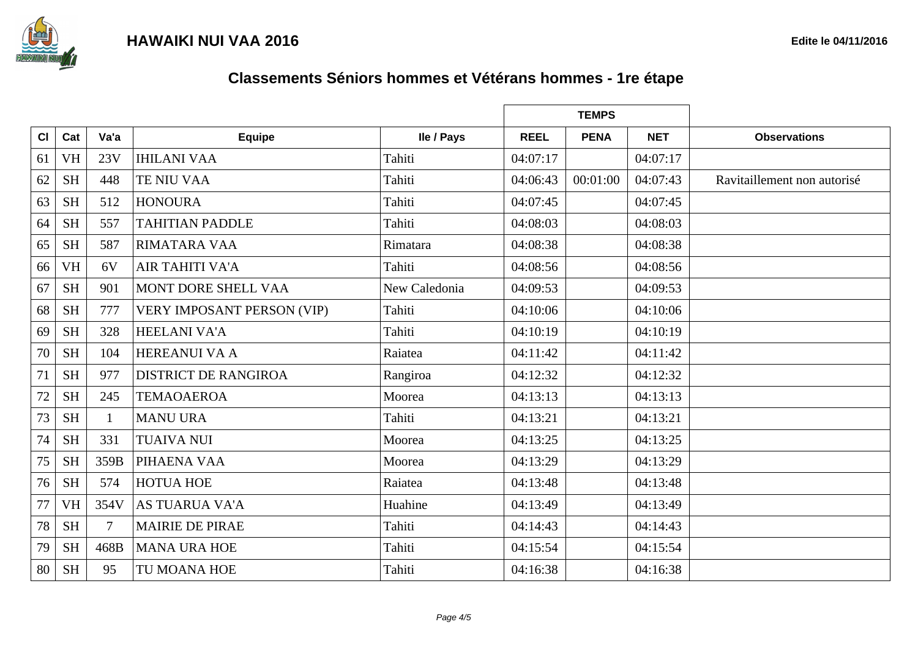## HAWAIKI NUI VAA 2016

Edite le 04/11/2016

# Classements Séniors hommes et Vétérans hommes - 1re étape

| Cl | Cat | Va'a | Equipe | Ile / Pays | TEMPS | | | Observations |
|---|---|---|---|---|---|---|---|---|
| | | | | | REEL | PENA | NET | |
| 61 | VH | 23V | IHILANI VAA | Tahiti | 04:07:17 | | 04:07:17 | |
| 62 | SH | 448 | TE NIU VAA | Tahiti | 04:06:43 | 00:01:00 | 04:07:43 | Ravitaillement non autorisé |
| 63 | SH | 512 | HONOURA | Tahiti | 04:07:45 | | 04:07:45 | |
| 64 | SH | 557 | TAHITIAN PADDLE | Tahiti | 04:08:03 | | 04:08:03 | |
| 65 | SH | 587 | RIMATARA VAA | Rimatara | 04:08:38 | | 04:08:38 | |
| 66 | VH | 6V | AIR TAHITI VA'A | Tahiti | 04:08:56 | | 04:08:56 | |
| 67 | SH | 901 | MONT DORE SHELL VAA | New Caledonia | 04:09:53 | | 04:09:53 | |
| 68 | SH | 777 | VERY IMPOSANT PERSON (VIP) | Tahiti | 04:10:06 | | 04:10:06 | |
| 69 | SH | 328 | HEELANI VA'A | Tahiti | 04:10:19 | | 04:10:19 | |
| 70 | SH | 104 | HEREANUI VA A | Raiatea | 04:11:42 | | 04:11:42 | |
| 71 | SH | 977 | DISTRICT DE RANGIROA | Rangiroa | 04:12:32 | | 04:12:32 | |
| 72 | SH | 245 | TEMAOAEROA | Moorea | 04:13:13 | | 04:13:13 | |
| 73 | SH | 1 | MANU URA | Tahiti | 04:13:21 | | 04:13:21 | |
| 74 | SH | 331 | TUAIVA NUI | Moorea | 04:13:25 | | 04:13:25 | |
| 75 | SH | 359B | PIHAENA VAA | Moorea | 04:13:29 | | 04:13:29 | |
| 76 | SH | 574 | HOTUA HOE | Raiatea | 04:13:48 | | 04:13:48 | |
| 77 | VH | 354V | AS TUARUA VA'A | Huahine | 04:13:49 | | 04:13:49 | |
| 78 | SH | 7 | MAIRIE DE PIRAE | Tahiti | 04:14:43 | | 04:14:43 | |
| 79 | SH | 468B | MANA URA HOE | Tahiti | 04:15:54 | | 04:15:54 | |
| 80 | SH | 95 | TU MOANA HOE | Tahiti | 04:16:38 | | 04:16:38 | |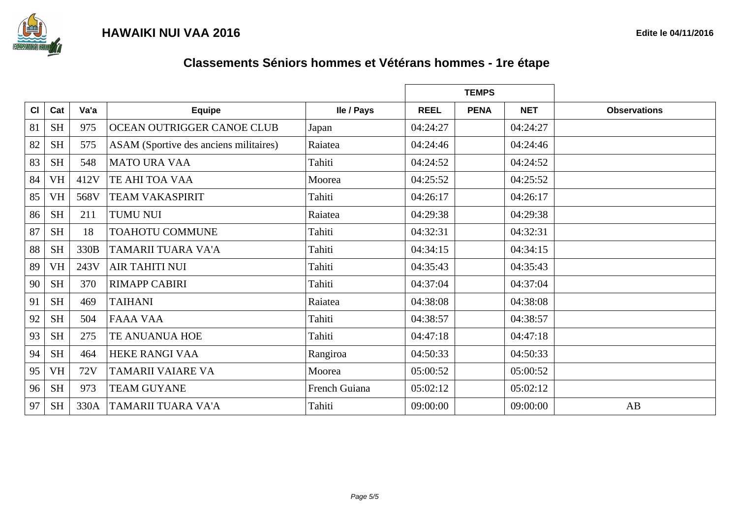# HAWAIKI NUI VAA 2016

Edite le 04/11/2016

## Classements Séniors hommes et Vétérans hommes - 1re étape

| | | | | | TEMPS | | | |
|---|---|---|---|---|---|---|---|---|
| Cl | Cat | Va'a | Equipe | Ile / Pays | REEL | PENA | NET | Observations |
| 81 | SH | 975 | OCEAN OUTRIGGER CANOE CLUB | Japan | 04:24:27 | | 04:24:27 | |
| 82 | SH | 575 | ASAM (Sportive des anciens militaires) | Raiatea | 04:24:46 | | 04:24:46 | |
| 83 | SH | 548 | MATO URA VAA | Tahiti | 04:24:52 | | 04:24:52 | |
| 84 | VH | 412V | TE AHI TOA VAA | Moorea | 04:25:52 | | 04:25:52 | |
| 85 | VH | 568V | TEAM VAKASPIRIT | Tahiti | 04:26:17 | | 04:26:17 | |
| 86 | SH | 211 | TUMU NUI | Raiatea | 04:29:38 | | 04:29:38 | |
| 87 | SH | 18 | TOAHOTU COMMUNE | Tahiti | 04:32:31 | | 04:32:31 | |
| 88 | SH | 330B | TAMARII TUARA VA'A | Tahiti | 04:34:15 | | 04:34:15 | |
| 89 | VH | 243V | AIR TAHITI NUI | Tahiti | 04:35:43 | | 04:35:43 | |
| 90 | SH | 370 | RIMAPP CABIRI | Tahiti | 04:37:04 | | 04:37:04 | |
| 91 | SH | 469 | TAIHANI | Raiatea | 04:38:08 | | 04:38:08 | |
| 92 | SH | 504 | FAAA VAA | Tahiti | 04:38:57 | | 04:38:57 | |
| 93 | SH | 275 | TE ANUANUA HOE | Tahiti | 04:47:18 | | 04:47:18 | |
| 94 | SH | 464 | HEKE RANGI VAA | Rangiroa | 04:50:33 | | 04:50:33 | |
| 95 | VH | 72V | TAMARII VAIARE VA | Moorea | 05:00:52 | | 05:00:52 | |
| 96 | SH | 973 | TEAM GUYANE | French Guiana | 05:02:12 | | 05:02:12 | |
| 97 | SH | 330A | TAMARII TUARA VA'A | Tahiti | 09:00:00 | | 09:00:00 | AB |